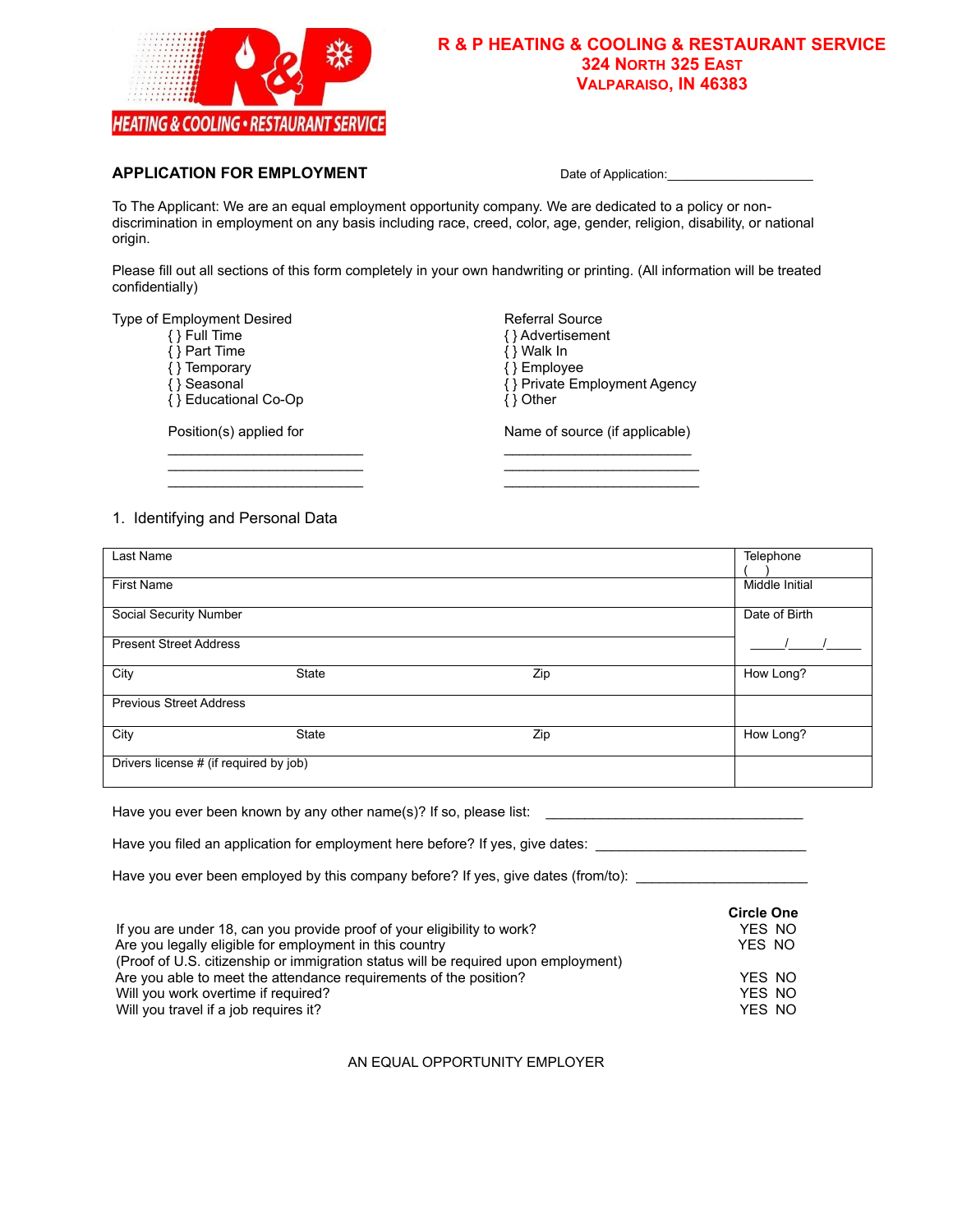# R & P HEATING & COOLING & RESTAURANT SERVICE

**324 NORTH 325 EAST**
**VALPARAISO, IN 46383**

HEATING & COOLING • RESTAURANT SERVICE

## APPLICATION FOR EMPLOYMENT

Date of Application:____________________

To The Applicant: We are an equal employment opportunity company. We are dedicated to a policy or non-discrimination in employment on any basis including race, creed, color, age, gender, religion, disability, or national origin.

Please fill out all sections of this form completely in your own handwriting or printing. (All information will be treated confidentially)

Type of Employment Desired
- { } Full Time
- { } Part Time
- { } Temporary
- { } Seasonal
- { } Educational Co-Op

Position(s) applied for

___________________________
___________________________
___________________________

Referral Source
- { } Advertisement
- { } Walk In
- { } Employee
- { } Private Employment Agency
- { } Other

Name of source (if applicable)

___________________________
___________________________
___________________________

1. Identifying and Personal Data

| | | | |
|---|---|---|---|
| Last Name | | | Telephone ( ) |
| First Name | | | Middle Initial |
| Social Security Number | | | Date of Birth |
| Present Street Address | | | ____/____/____ |
| City | State | Zip | How Long? |
| Previous Street Address | | | |
| City | State | Zip | How Long? |
| Drivers license # (if required by job) | | | |

Have you ever been known by any other name(s)? If so, please list: ________________________________

Have you filed an application for employment here before? If yes, give dates: __________________________

Have you ever been employed by this company before? If yes, give dates (from/to): ____________________

| | **Circle One** |
|---|---|
| If you are under 18, can you provide proof of your eligibility to work? | YES NO |
| Are you legally eligible for employment in this country | YES NO |
| (Proof of U.S. citizenship or immigration status will be required upon employment) | |
| Are you able to meet the attendance requirements of the position? | YES NO |
| Will you work overtime if required? | YES NO |
| Will you travel if a job requires it? | YES NO |

AN EQUAL OPPORTUNITY EMPLOYER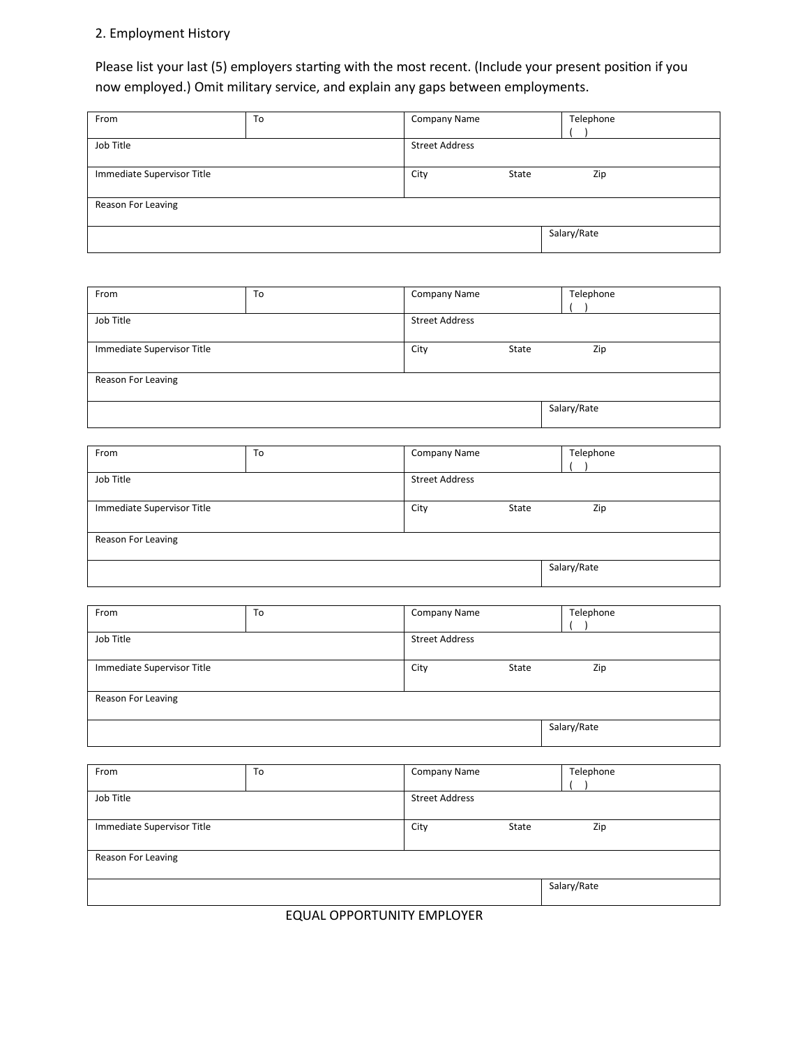2. Employment History

Please list your last (5) employers starting with the most recent. (Include your present position if you now employed.) Omit military service, and explain any gaps between employments.

| From | To | Company Name | Telephone ( ) |
|---|---|---|---|
| Job Title | | Street Address | |
| Immediate Supervisor Title | | City State Zip | |
| Reason For Leaving | | | |
| | | | Salary/Rate |

| From | To | Company Name | Telephone ( ) |
|---|---|---|---|
| Job Title | | Street Address | |
| Immediate Supervisor Title | | City State Zip | |
| Reason For Leaving | | | |
| | | | Salary/Rate |

| From | To | Company Name | Telephone ( ) |
|---|---|---|---|
| Job Title | | Street Address | |
| Immediate Supervisor Title | | City State Zip | |
| Reason For Leaving | | | |
| | | | Salary/Rate |

| From | To | Company Name | Telephone ( ) |
|---|---|---|---|
| Job Title | | Street Address | |
| Immediate Supervisor Title | | City State Zip | |
| Reason For Leaving | | | |
| | | | Salary/Rate |

| From | To | Company Name | Telephone ( ) |
|---|---|---|---|
| Job Title | | Street Address | |
| Immediate Supervisor Title | | City State Zip | |
| Reason For Leaving | | | |
| | | | Salary/Rate |

EQUAL OPPORTUNITY EMPLOYER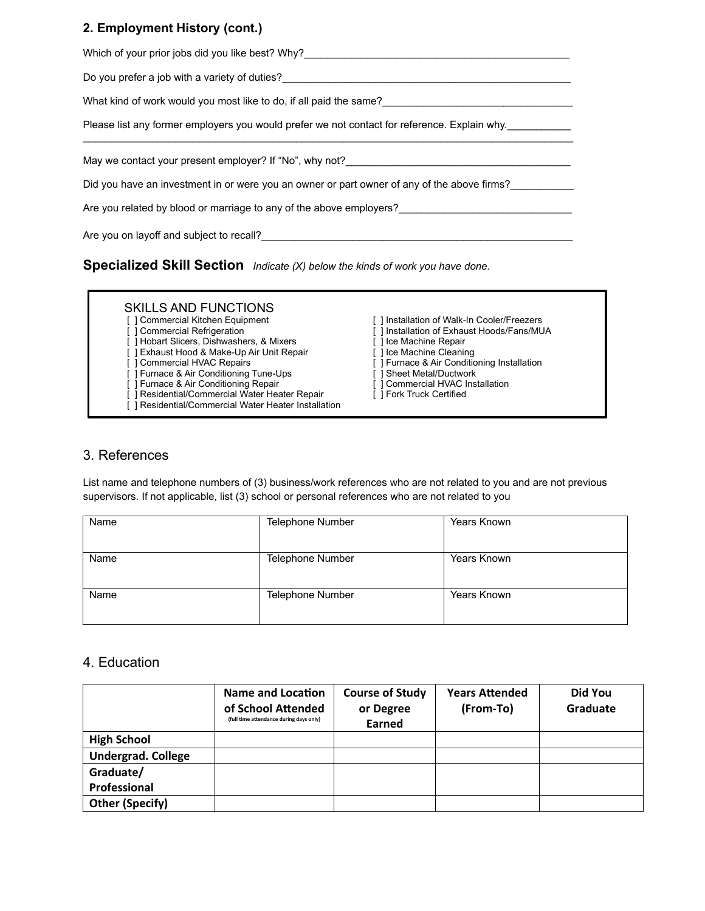## 2. Employment History (cont.)

Which of your prior jobs did you like best? Why?_______________________________________________

Do you prefer a job with a variety of duties?____________________________________________________

What kind of work would you most like to do, if all paid the same?________________________________

Please list any former employers you would prefer we not contact for reference. Explain why.___________
____________________________________________________________________________________

May we contact your present employer? If “No”, why not?_______________________________________

Did you have an investment in or were you an owner or part owner of any of the above firms?___________

Are you related by blood or marriage to any of the above employers?______________________________

Are you on layoff and subject to recall?_______________________________________________________

## Specialized Skill Section *Indicate (X) below the kinds of work you have done.*

SKILLS AND FUNCTIONS

- [ ] Commercial Kitchen Equipment
- [ ] Commercial Refrigeration
- [ ] Hobart Slicers, Dishwashers, & Mixers
- [ ] Exhaust Hood & Make-Up Air Unit Repair
- [ ] Commercial HVAC Repairs
- [ ] Furnace & Air Conditioning Tune-Ups
- [ ] Furnace & Air Conditioning Repair
- [ ] Residential/Commercial Water Heater Repair
- [ ] Residential/Commercial Water Heater Installation
- [ ] Installation of Walk-In Cooler/Freezers
- [ ] Installation of Exhaust Hoods/Fans/MUA
- [ ] Ice Machine Repair
- [ ] Ice Machine Cleaning
- [ ] Furnace & Air Conditioning Installation
- [ ] Sheet Metal/Ductwork
- [ ] Commercial HVAC Installation
- [ ] Fork Truck Certified

## 3. References

List name and telephone numbers of (3) business/work references who are not related to you and are not previous supervisors. If not applicable, list (3) school or personal references who are not related to you

| Name | Telephone Number | Years Known |
|---|---|---|
| Name | Telephone Number | Years Known |
| Name | Telephone Number | Years Known |

## 4. Education

| | Name and Location of School Attended (full time attendance during days only) | Course of Study or Degree Earned | Years Attended (From-To) | Did You Graduate |
|---|---|---|---|---|
| **High School** | | | | |
| **Undergrad. College** | | | | |
| **Graduate/ Professional** | | | | |
| **Other (Specify)** | | | | |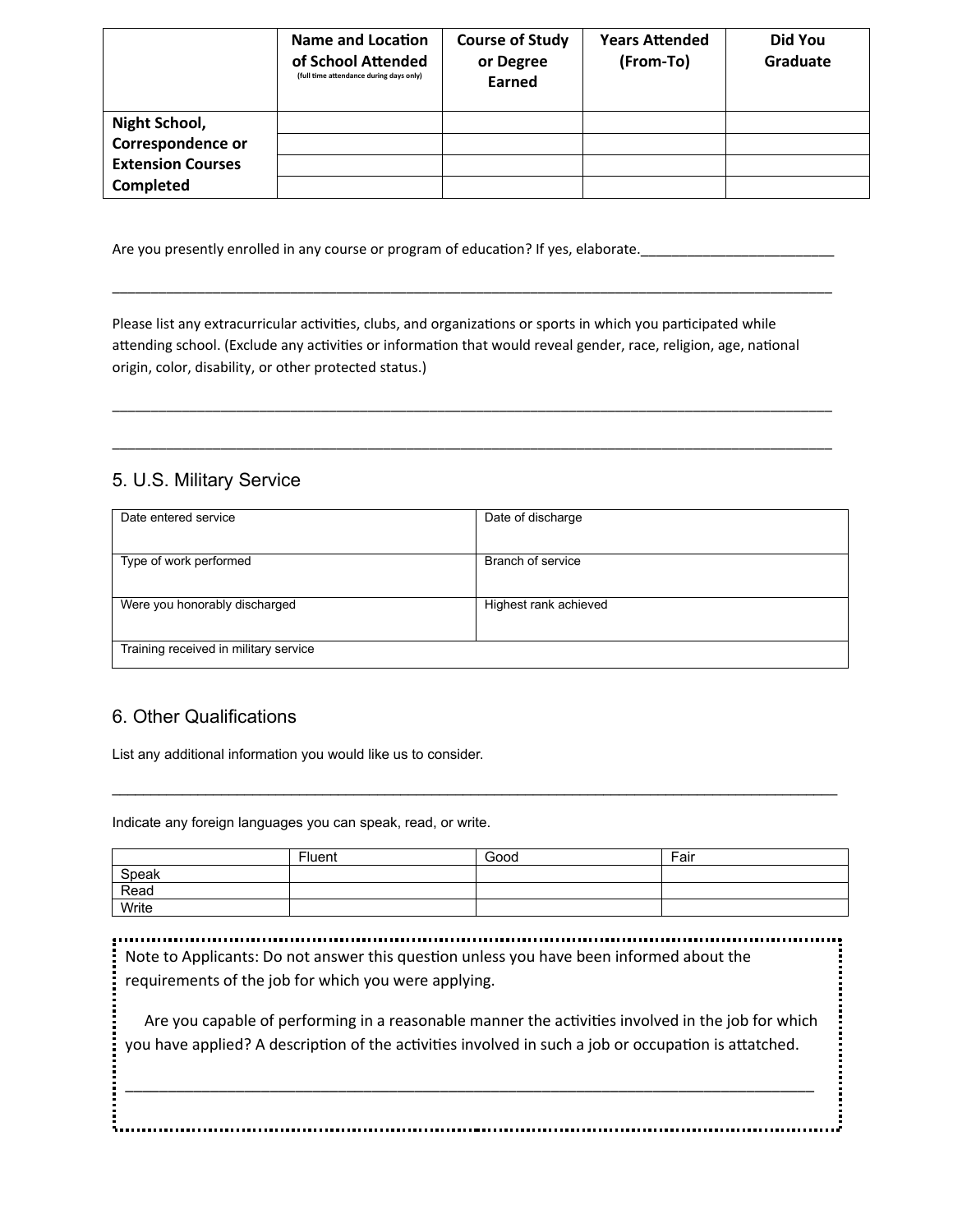| | Name and Location of School Attended (full time attendance during days only) | Course of Study or Degree Earned | Years Attended (From-To) | Did You Graduate |
|---|---|---|---|---|
| Night School, Correspondence or Extension Courses Completed | | | | |
| | | | | |
| | | | | |
| | | | | |

Are you presently enrolled in any course or program of education? If yes, elaborate.__________________________

_____________________________________________________________________________________________

Please list any extracurricular activities, clubs, and organizations or sports in which you participated while attending school. (Exclude any activities or information that would reveal gender, race, religion, age, national origin, color, disability, or other protected status.)

_____________________________________________________________________________________________

_____________________________________________________________________________________________

## 5. U.S. Military Service

| Date entered service | Date of discharge |
|---|---|
| Type of work performed | Branch of service |
| Were you honorably discharged | Highest rank achieved |
| Training received in military service | |

## 6. Other Qualifications

List any additional information you would like us to consider.

_____________________________________________________________________________________________

Indicate any foreign languages you can speak, read, or write.

| | Fluent | Good | Fair |
|---|---|---|---|
| Speak | | | |
| Read | | | |
| Write | | | |

Note to Applicants: Do not answer this question unless you have been informed about the requirements of the job for which you were applying.

Are you capable of performing in a reasonable manner the activities involved in the job for which you have applied? A description of the activities involved in such a job or occupation is attatched.

_____________________________________________________________________________________________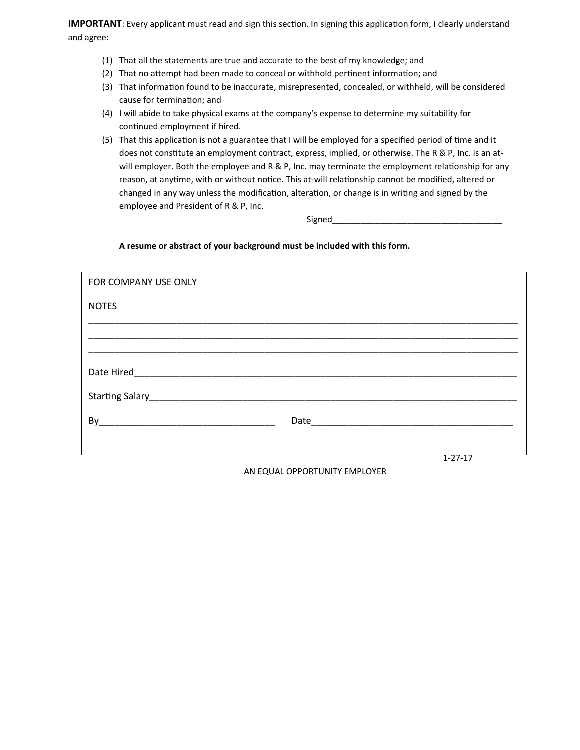**IMPORTANT**: Every applicant must read and sign this section. In signing this application form, I clearly understand and agree:

(1) That all the statements are true and accurate to the best of my knowledge; and
(2) That no attempt had been made to conceal or withhold pertinent information; and
(3) That information found to be inaccurate, misrepresented, concealed, or withheld, will be considered cause for termination; and
(4) I will abide to take physical exams at the company's expense to determine my suitability for continued employment if hired.
(5) That this application is not a guarantee that I will be employed for a specified period of time and it does not constitute an employment contract, express, implied, or otherwise. The R & P, Inc. is an at-will employer. Both the employee and R & P, Inc. may terminate the employment relationship for any reason, at anytime, with or without notice. This at-will relationship cannot be modified, altered or changed in any way unless the modification, alteration, or change is in writing and signed by the employee and President of R & P, Inc.

Signed_____________________________________

**A resume or abstract of your background must be included with this form.**

FOR COMPANY USE ONLY

NOTES

______________________________________________________________________________________
______________________________________________________________________________________
______________________________________________________________________________________

Date Hired_____________________________________________________________________________

Starting Salary__________________________________________________________________________

By___________________________________ Date________________________________________

1-27-17

AN EQUAL OPPORTUNITY EMPLOYER